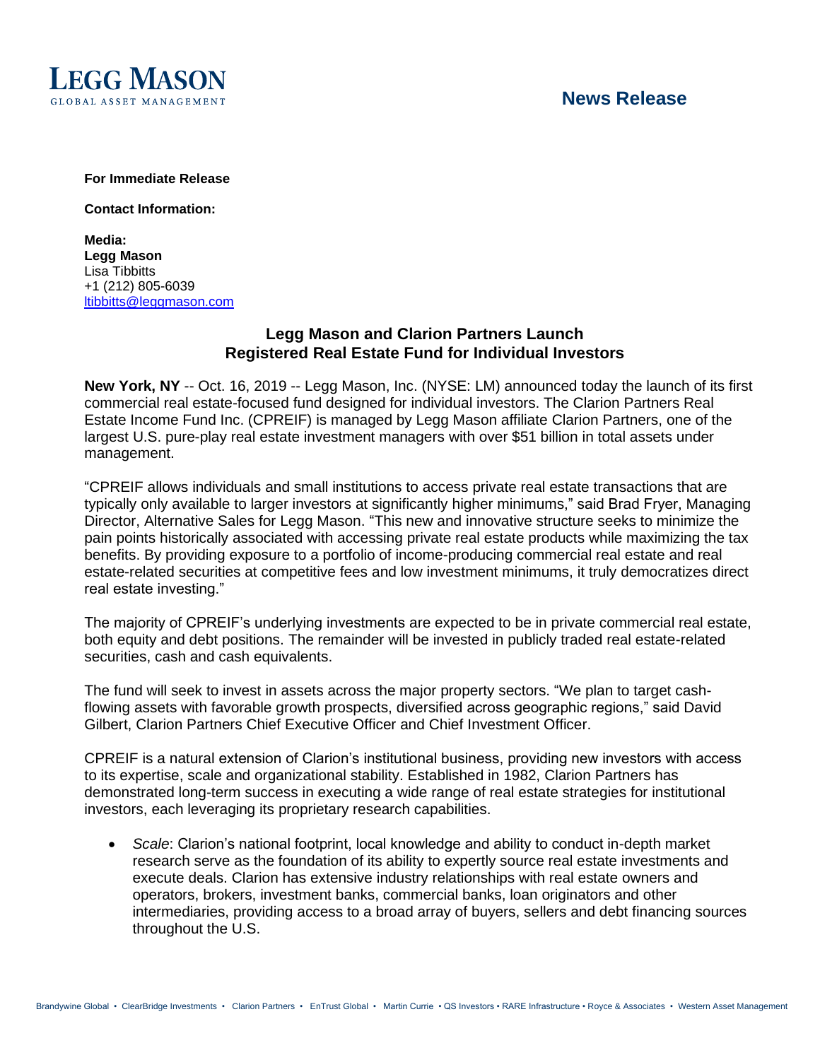**LEGG MASON**
GLOBAL ASSET MANAGEMENT

**News Release**

**For Immediate Release**

**Contact Information:**

**Media:**
**Legg Mason**
Lisa Tibbitts
+1 (212) 805-6039
ltibbitts@leggmason.com

## Legg Mason and Clarion Partners Launch Registered Real Estate Fund for Individual Investors

**New York, NY** -- Oct. 16, 2019 -- Legg Mason, Inc. (NYSE: LM) announced today the launch of its first commercial real estate-focused fund designed for individual investors. The Clarion Partners Real Estate Income Fund Inc. (CPREIF) is managed by Legg Mason affiliate Clarion Partners, one of the largest U.S. pure-play real estate investment managers with over $51 billion in total assets under management.

"CPREIF allows individuals and small institutions to access private real estate transactions that are typically only available to larger investors at significantly higher minimums," said Brad Fryer, Managing Director, Alternative Sales for Legg Mason. "This new and innovative structure seeks to minimize the pain points historically associated with accessing private real estate products while maximizing the tax benefits. By providing exposure to a portfolio of income-producing commercial real estate and real estate-related securities at competitive fees and low investment minimums, it truly democratizes direct real estate investing."

The majority of CPREIF's underlying investments are expected to be in private commercial real estate, both equity and debt positions. The remainder will be invested in publicly traded real estate-related securities, cash and cash equivalents.

The fund will seek to invest in assets across the major property sectors. "We plan to target cash-flowing assets with favorable growth prospects, diversified across geographic regions," said David Gilbert, Clarion Partners Chief Executive Officer and Chief Investment Officer.

CPREIF is a natural extension of Clarion's institutional business, providing new investors with access to its expertise, scale and organizational stability. Established in 1982, Clarion Partners has demonstrated long-term success in executing a wide range of real estate strategies for institutional investors, each leveraging its proprietary research capabilities.

- *Scale*: Clarion's national footprint, local knowledge and ability to conduct in-depth market research serve as the foundation of its ability to expertly source real estate investments and execute deals. Clarion has extensive industry relationships with real estate owners and operators, brokers, investment banks, commercial banks, loan originators and other intermediaries, providing access to a broad array of buyers, sellers and debt financing sources throughout the U.S.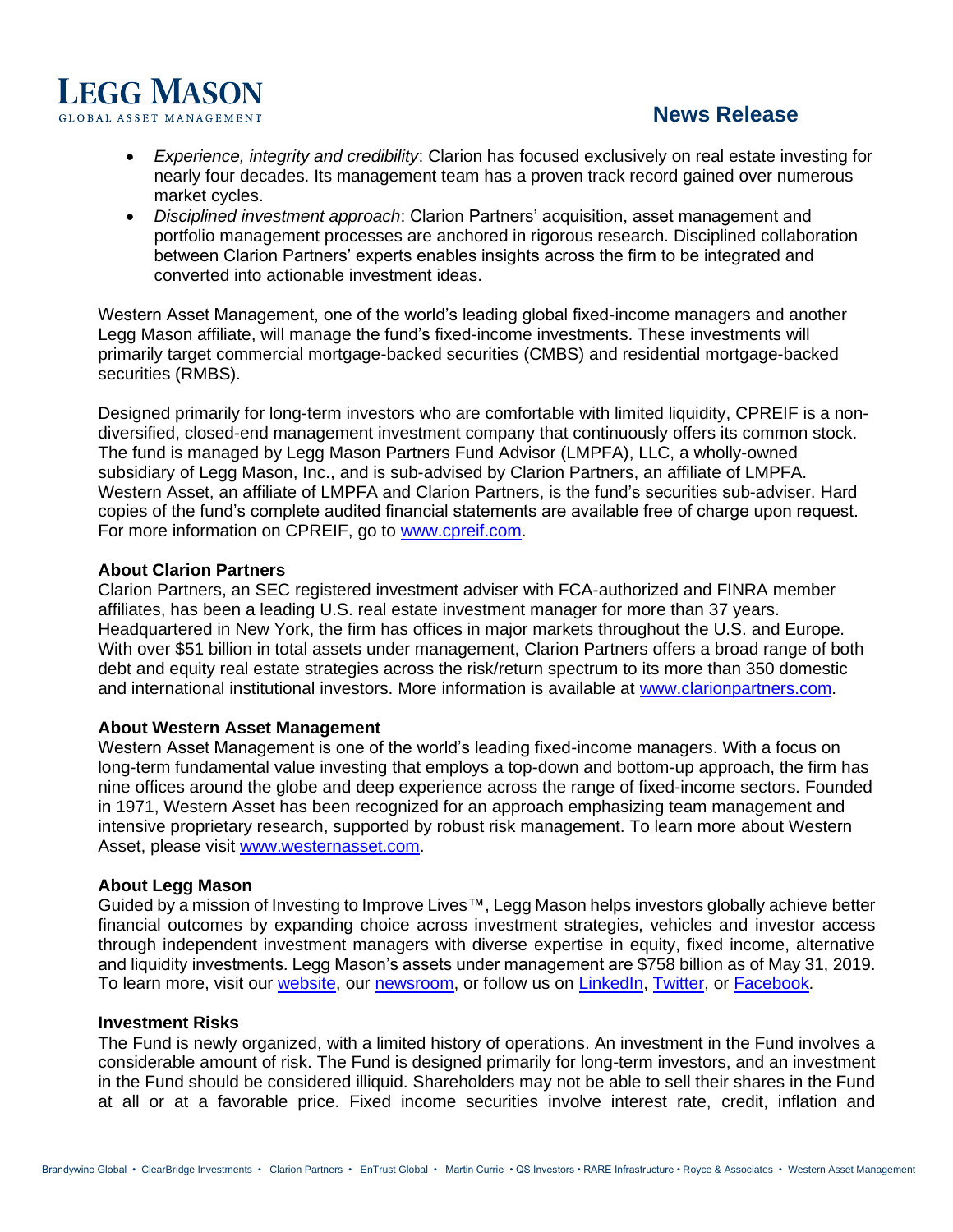- *Experience, integrity and credibility*: Clarion has focused exclusively on real estate investing for nearly four decades. Its management team has a proven track record gained over numerous market cycles.
- *Disciplined investment approach*: Clarion Partners' acquisition, asset management and portfolio management processes are anchored in rigorous research. Disciplined collaboration between Clarion Partners' experts enables insights across the firm to be integrated and converted into actionable investment ideas.

Western Asset Management, one of the world's leading global fixed-income managers and another Legg Mason affiliate, will manage the fund's fixed-income investments. These investments will primarily target commercial mortgage-backed securities (CMBS) and residential mortgage-backed securities (RMBS).

Designed primarily for long-term investors who are comfortable with limited liquidity, CPREIF is a non-diversified, closed-end management investment company that continuously offers its common stock. The fund is managed by Legg Mason Partners Fund Advisor (LMPFA), LLC, a wholly-owned subsidiary of Legg Mason, Inc., and is sub-advised by Clarion Partners, an affiliate of LMPFA. Western Asset, an affiliate of LMPFA and Clarion Partners, is the fund's securities sub-adviser. Hard copies of the fund's complete audited financial statements are available free of charge upon request. For more information on CPREIF, go to [www.cpreif.com](http://www.cpreif.com).

**About Clarion Partners**

Clarion Partners, an SEC registered investment adviser with FCA-authorized and FINRA member affiliates, has been a leading U.S. real estate investment manager for more than 37 years. Headquartered in New York, the firm has offices in major markets throughout the U.S. and Europe. With over $51 billion in total assets under management, Clarion Partners offers a broad range of both debt and equity real estate strategies across the risk/return spectrum to its more than 350 domestic and international institutional investors. More information is available at [www.clarionpartners.com](http://www.clarionpartners.com).

**About Western Asset Management**

Western Asset Management is one of the world's leading fixed-income managers. With a focus on long-term fundamental value investing that employs a top-down and bottom-up approach, the firm has nine offices around the globe and deep experience across the range of fixed-income sectors. Founded in 1971, Western Asset has been recognized for an approach emphasizing team management and intensive proprietary research, supported by robust risk management. To learn more about Western Asset, please visit [www.westernasset.com](http://www.westernasset.com).

**About Legg Mason**

Guided by a mission of Investing to Improve Lives™, Legg Mason helps investors globally achieve better financial outcomes by expanding choice across investment strategies, vehicles and investor access through independent investment managers with diverse expertise in equity, fixed income, alternative and liquidity investments. Legg Mason's assets under management are $758 billion as of May 31, 2019. To learn more, visit our website, our newsroom, or follow us on LinkedIn, Twitter, or Facebook.

**Investment Risks**

The Fund is newly organized, with a limited history of operations. An investment in the Fund involves a considerable amount of risk. The Fund is designed primarily for long-term investors, and an investment in the Fund should be considered illiquid. Shareholders may not be able to sell their shares in the Fund at all or at a favorable price. Fixed income securities involve interest rate, credit, inflation and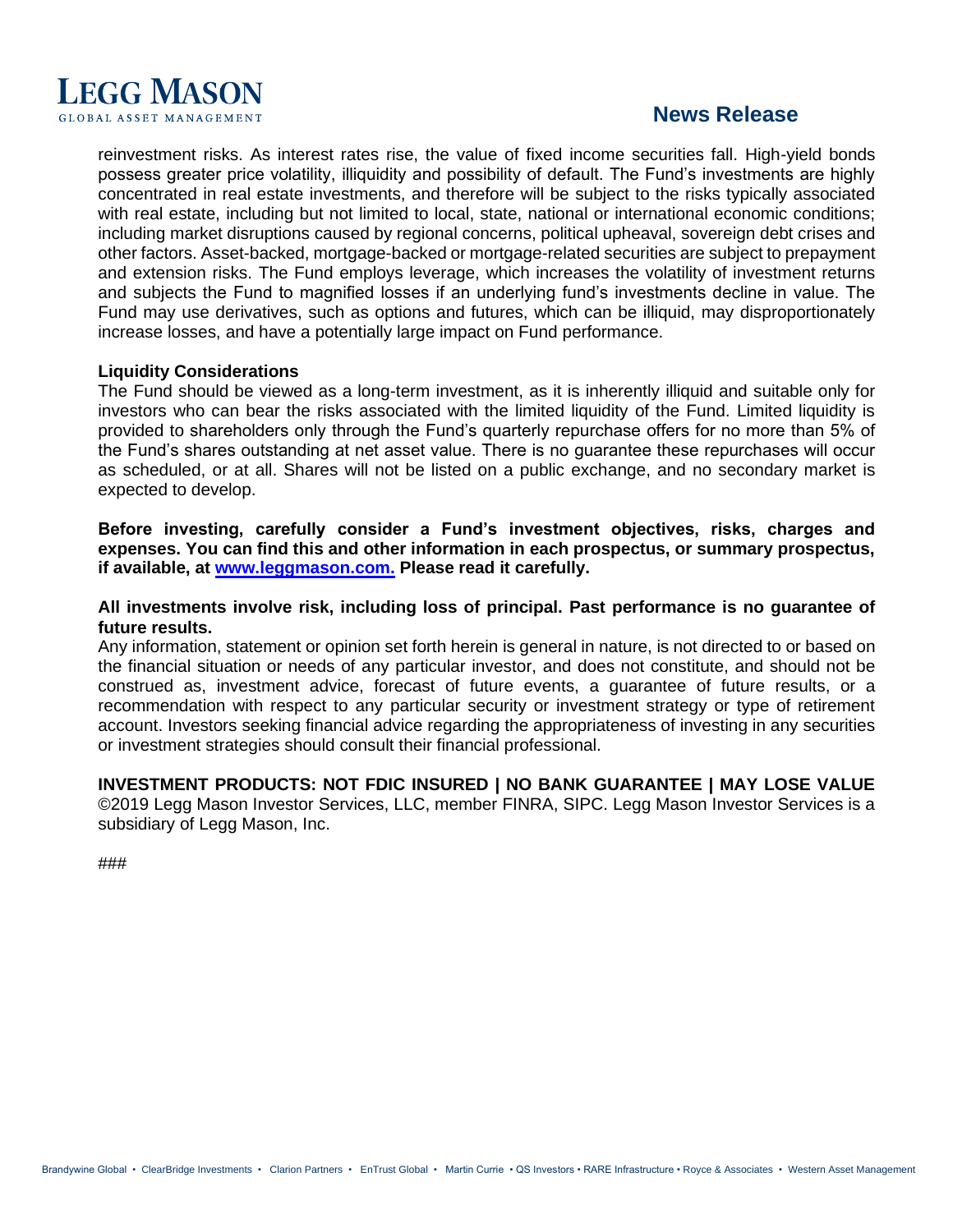reinvestment risks. As interest rates rise, the value of fixed income securities fall. High-yield bonds possess greater price volatility, illiquidity and possibility of default. The Fund's investments are highly concentrated in real estate investments, and therefore will be subject to the risks typically associated with real estate, including but not limited to local, state, national or international economic conditions; including market disruptions caused by regional concerns, political upheaval, sovereign debt crises and other factors. Asset-backed, mortgage-backed or mortgage-related securities are subject to prepayment and extension risks. The Fund employs leverage, which increases the volatility of investment returns and subjects the Fund to magnified losses if an underlying fund's investments decline in value. The Fund may use derivatives, such as options and futures, which can be illiquid, may disproportionately increase losses, and have a potentially large impact on Fund performance.

**Liquidity Considerations**

The Fund should be viewed as a long-term investment, as it is inherently illiquid and suitable only for investors who can bear the risks associated with the limited liquidity of the Fund. Limited liquidity is provided to shareholders only through the Fund's quarterly repurchase offers for no more than 5% of the Fund's shares outstanding at net asset value. There is no guarantee these repurchases will occur as scheduled, or at all. Shares will not be listed on a public exchange, and no secondary market is expected to develop.

**Before investing, carefully consider a Fund's investment objectives, risks, charges and expenses. You can find this and other information in each prospectus, or summary prospectus, if available, at [www.leggmason.com.](http://www.leggmason.com) Please read it carefully.**

**All investments involve risk, including loss of principal. Past performance is no guarantee of future results.**

Any information, statement or opinion set forth herein is general in nature, is not directed to or based on the financial situation or needs of any particular investor, and does not constitute, and should not be construed as, investment advice, forecast of future events, a guarantee of future results, or a recommendation with respect to any particular security or investment strategy or type of retirement account. Investors seeking financial advice regarding the appropriateness of investing in any securities or investment strategies should consult their financial professional.

**INVESTMENT PRODUCTS: NOT FDIC INSURED | NO BANK GUARANTEE | MAY LOSE VALUE**

©2019 Legg Mason Investor Services, LLC, member FINRA, SIPC. Legg Mason Investor Services is a subsidiary of Legg Mason, Inc.

###